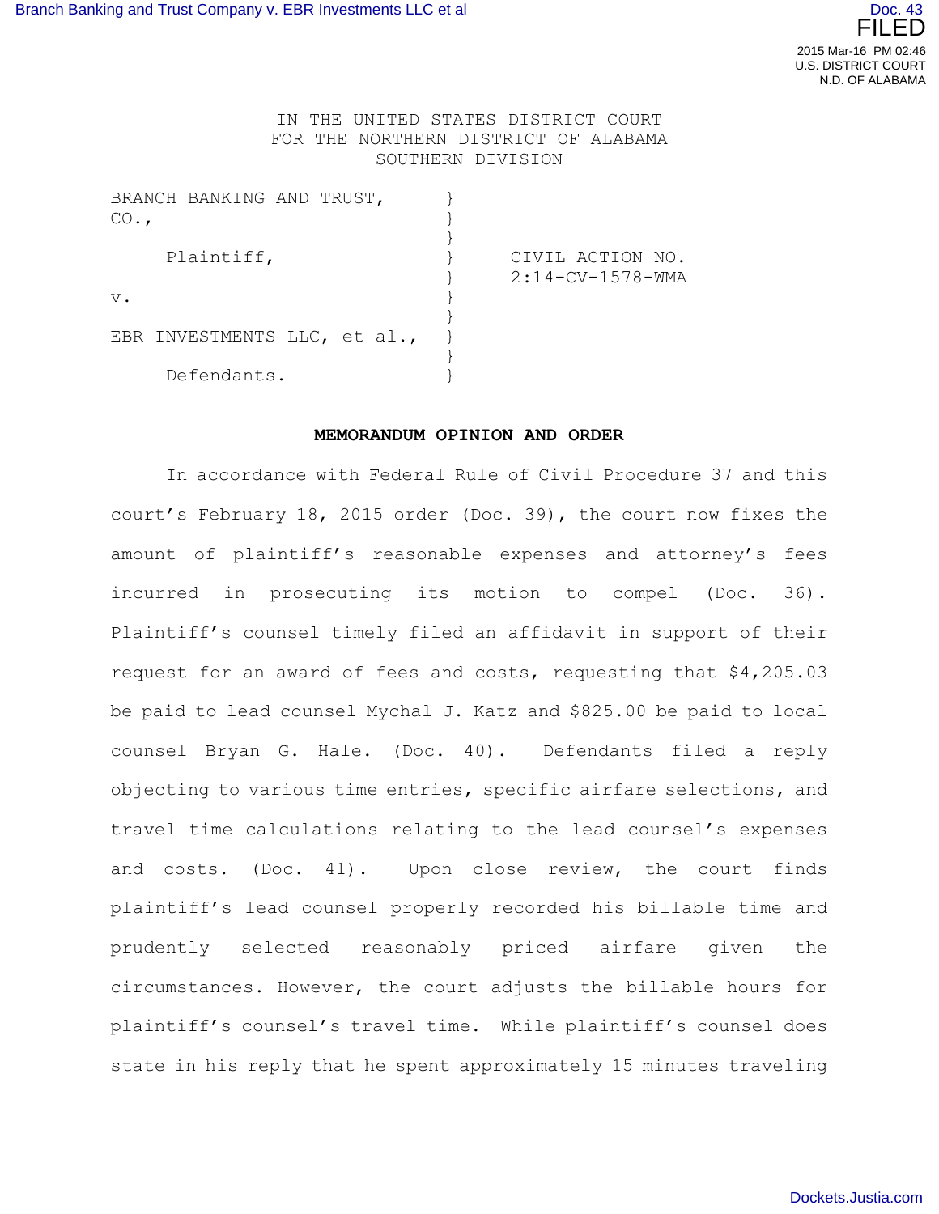IN THE UNITED STATES DISTRICT COURT
FOR THE NORTHERN DISTRICT OF ALABAMA
SOUTHERN DIVISION

| | | |
|---|---|---|
| BRANCH BANKING AND TRUST, CO., | } | |
| Plaintiff, | } | CIVIL ACTION NO. 2:14-CV-1578-WMA |
| v. | } | |
| EBR INVESTMENTS LLC, et al., | } | |
| Defendants. | } | |

**MEMORANDUM OPINION AND ORDER**

In accordance with Federal Rule of Civil Procedure 37 and this court's February 18, 2015 order (Doc. 39), the court now fixes the amount of plaintiff's reasonable expenses and attorney's fees incurred in prosecuting its motion to compel (Doc. 36). Plaintiff's counsel timely filed an affidavit in support of their request for an award of fees and costs, requesting that $4,205.03 be paid to lead counsel Mychal J. Katz and $825.00 be paid to local counsel Bryan G. Hale. (Doc. 40). Defendants filed a reply objecting to various time entries, specific airfare selections, and travel time calculations relating to the lead counsel's expenses and costs. (Doc. 41). Upon close review, the court finds plaintiff's lead counsel properly recorded his billable time and prudently selected reasonably priced airfare given the circumstances. However, the court adjusts the billable hours for plaintiff's counsel's travel time. While plaintiff's counsel does state in his reply that he spent approximately 15 minutes traveling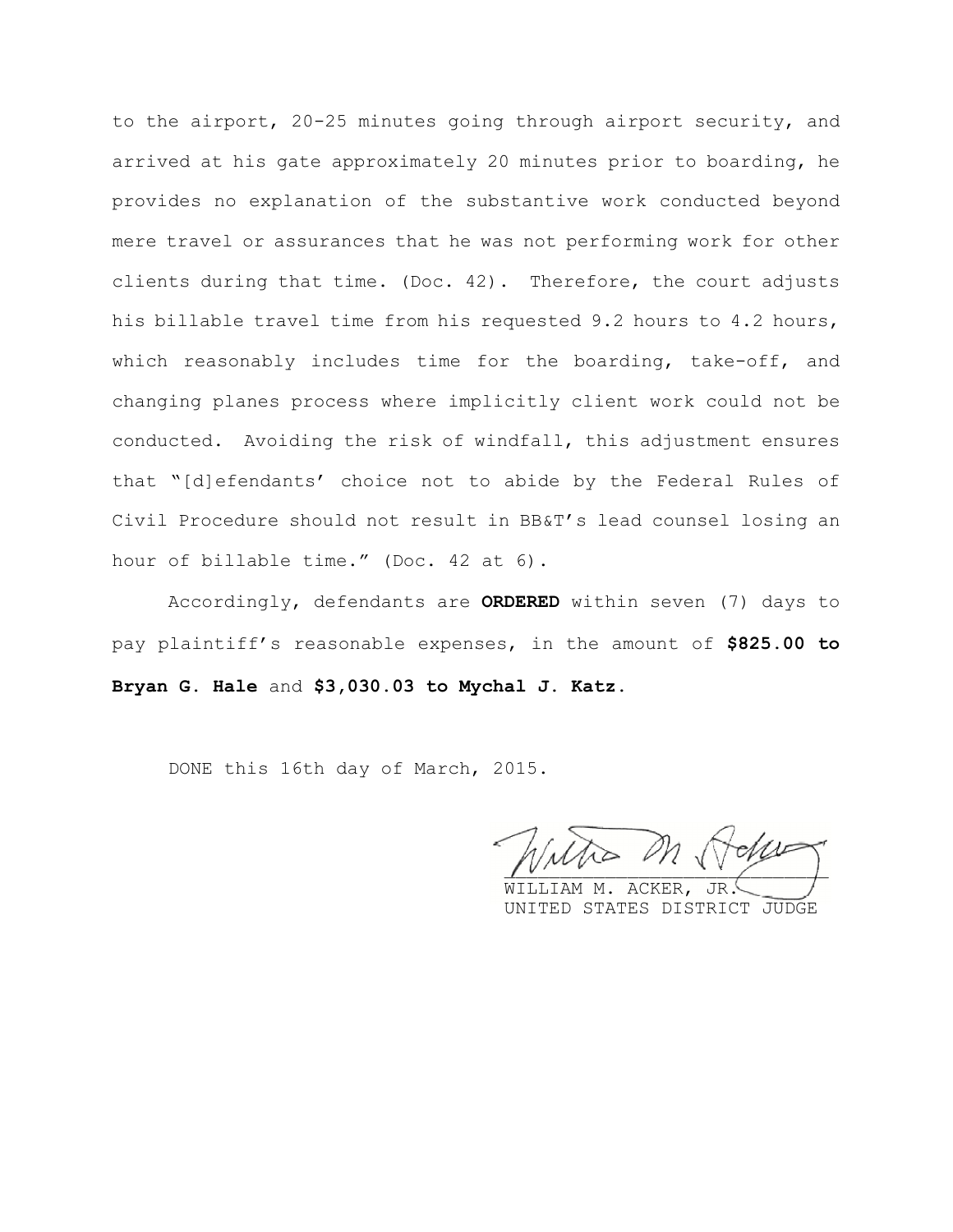to the airport, 20-25 minutes going through airport security, and arrived at his gate approximately 20 minutes prior to boarding, he provides no explanation of the substantive work conducted beyond mere travel or assurances that he was not performing work for other clients during that time. (Doc. 42). Therefore, the court adjusts his billable travel time from his requested 9.2 hours to 4.2 hours, which reasonably includes time for the boarding, take-off, and changing planes process where implicitly client work could not be conducted. Avoiding the risk of windfall, this adjustment ensures that "[d]efendants' choice not to abide by the Federal Rules of Civil Procedure should not result in BB&T's lead counsel losing an hour of billable time." (Doc. 42 at 6).

Accordingly, defendants are **ORDERED** within seven (7) days to pay plaintiff's reasonable expenses, in the amount of **$825.00 to Bryan G. Hale** and **$3,030.03 to Mychal J. Katz.**

DONE this 16th day of March, 2015.

WILLIAM M. ACKER, JR.
UNITED STATES DISTRICT JUDGE